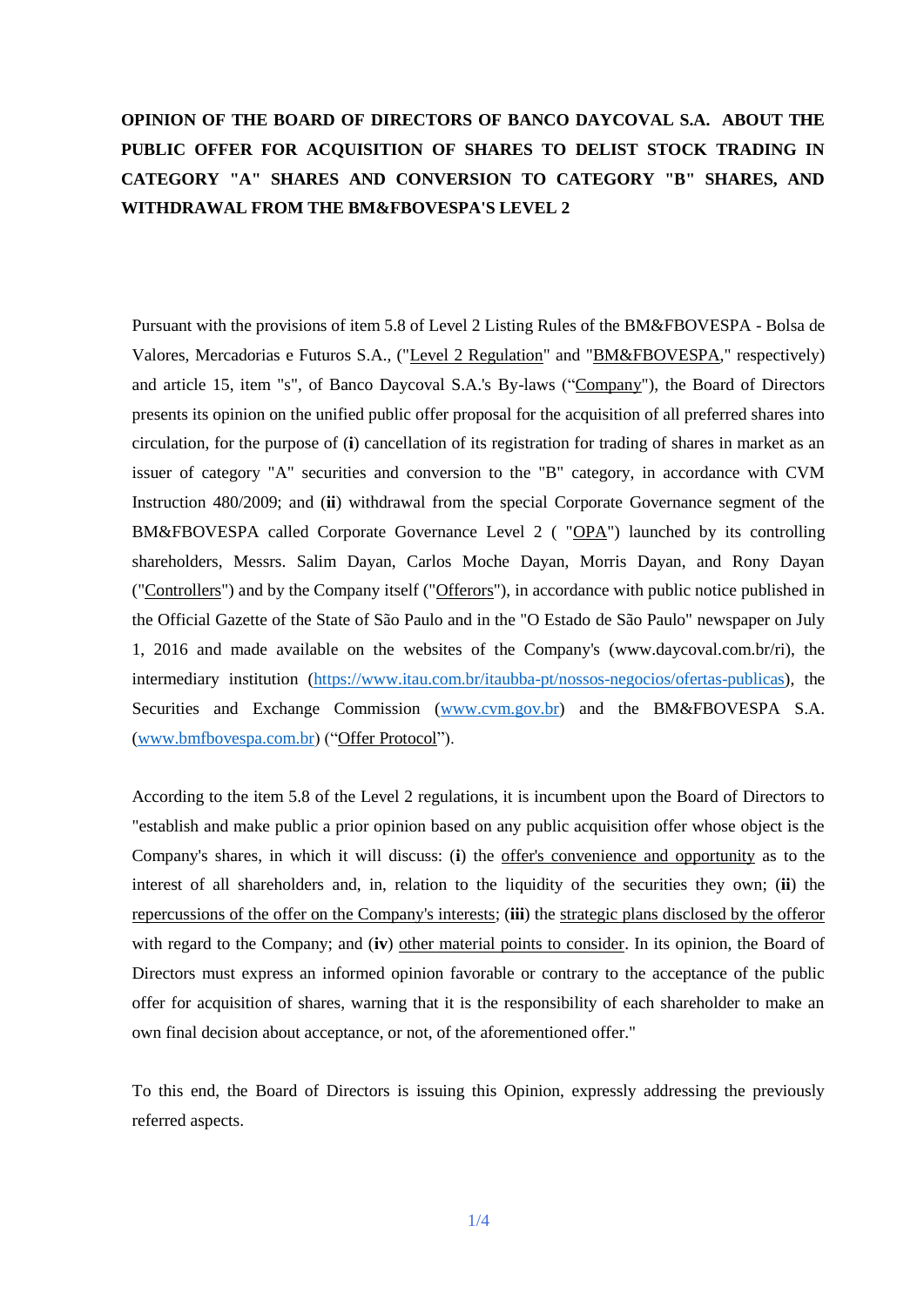**OPINION OF THE BOARD OF DIRECTORS OF BANCO DAYCOVAL S.A. ABOUT THE PUBLIC OFFER FOR ACQUISITION OF SHARES TO DELIST STOCK TRADING IN CATEGORY "A" SHARES AND CONVERSION TO CATEGORY "B" SHARES, AND WITHDRAWAL FROM THE BM&FBOVESPA'S LEVEL 2**

Pursuant with the provisions of item 5.8 of Level 2 Listing Rules of the BM&FBOVESPA - Bolsa de Valores, Mercadorias e Futuros S.A., ("Level 2 Regulation" and "BM&FBOVESPA," respectively) and article 15, item "s", of Banco Daycoval S.A.'s By-laws ("Company"), the Board of Directors presents its opinion on the unified public offer proposal for the acquisition of all preferred shares into circulation, for the purpose of (**i**) cancellation of its registration for trading of shares in market as an issuer of category "A" securities and conversion to the "B" category, in accordance with CVM Instruction 480/2009; and (**ii**) withdrawal from the special Corporate Governance segment of the BM&FBOVESPA called Corporate Governance Level 2 ( "OPA") launched by its controlling shareholders, Messrs. Salim Dayan, Carlos Moche Dayan, Morris Dayan, and Rony Dayan ("Controllers") and by the Company itself ("Offerors"), in accordance with public notice published in the Official Gazette of the State of São Paulo and in the "O Estado de São Paulo" newspaper on July 1, 2016 and made available on the websites of the Company's (www.daycoval.com.br/ri), the intermediary institution (https://www.itau.com.br/itaubba-pt/nossos-negocios/ofertas-publicas), the Securities and Exchange Commission (www.cvm.gov.br) and the BM&FBOVESPA S.A. (www.bmfbovespa.com.br) ("Offer Protocol").

According to the item 5.8 of the Level 2 regulations, it is incumbent upon the Board of Directors to "establish and make public a prior opinion based on any public acquisition offer whose object is the Company's shares, in which it will discuss: (**i**) the offer's convenience and opportunity as to the interest of all shareholders and, in relation to the liquidity of the securities they own; (**ii**) the repercussions of the offer on the Company's interests; (**iii**) the strategic plans disclosed by the offeror with regard to the Company; and (**iv**) other material points to consider. In its opinion, the Board of Directors must express an informed opinion favorable or contrary to the acceptance of the public offer for acquisition of shares, warning that it is the responsibility of each shareholder to make an own final decision about acceptance, or not, of the aforementioned offer."

To this end, the Board of Directors is issuing this Opinion, expressly addressing the previously referred aspects.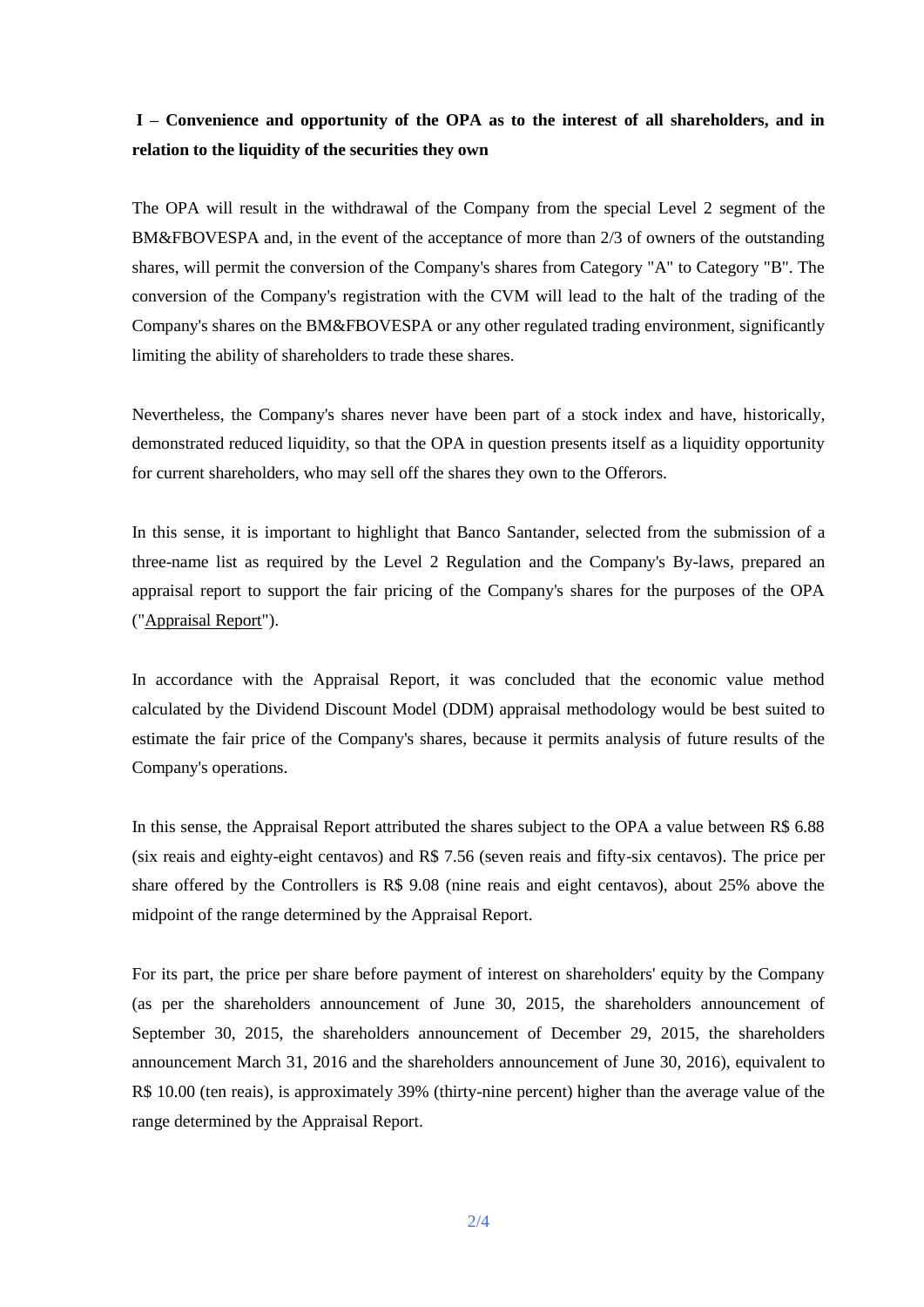**I – Convenience and opportunity of the OPA as to the interest of all shareholders, and in relation to the liquidity of the securities they own**

The OPA will result in the withdrawal of the Company from the special Level 2 segment of the BM&FBOVESPA and, in the event of the acceptance of more than 2/3 of owners of the outstanding shares, will permit the conversion of the Company's shares from Category "A" to Category "B". The conversion of the Company's registration with the CVM will lead to the halt of the trading of the Company's shares on the BM&FBOVESPA or any other regulated trading environment, significantly limiting the ability of shareholders to trade these shares.

Nevertheless, the Company's shares never have been part of a stock index and have, historically, demonstrated reduced liquidity, so that the OPA in question presents itself as a liquidity opportunity for current shareholders, who may sell off the shares they own to the Offerors.

In this sense, it is important to highlight that Banco Santander, selected from the submission of a three-name list as required by the Level 2 Regulation and the Company's By-laws, prepared an appraisal report to support the fair pricing of the Company's shares for the purposes of the OPA ("Appraisal Report").

In accordance with the Appraisal Report, it was concluded that the economic value method calculated by the Dividend Discount Model (DDM) appraisal methodology would be best suited to estimate the fair price of the Company's shares, because it permits analysis of future results of the Company's operations.

In this sense, the Appraisal Report attributed the shares subject to the OPA a value between R$ 6.88 (six reais and eighty-eight centavos) and R$ 7.56 (seven reais and fifty-six centavos). The price per share offered by the Controllers is R$ 9.08 (nine reais and eight centavos), about 25% above the midpoint of the range determined by the Appraisal Report.

For its part, the price per share before payment of interest on shareholders' equity by the Company (as per the shareholders announcement of June 30, 2015, the shareholders announcement of September 30, 2015, the shareholders announcement of December 29, 2015, the shareholders announcement March 31, 2016 and the shareholders announcement of June 30, 2016), equivalent to R$ 10.00 (ten reais), is approximately 39% (thirty-nine percent) higher than the average value of the range determined by the Appraisal Report.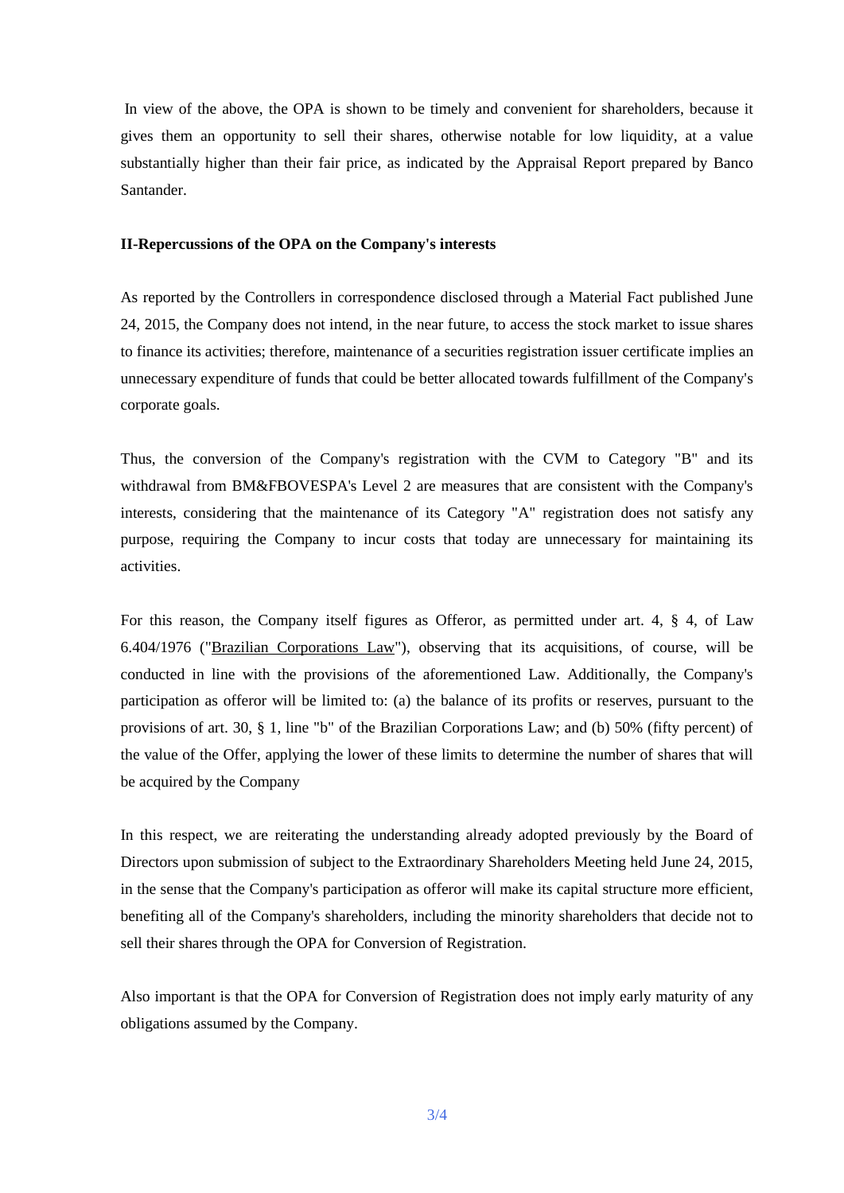In view of the above, the OPA is shown to be timely and convenient for shareholders, because it gives them an opportunity to sell their shares, otherwise notable for low liquidity, at a value substantially higher than their fair price, as indicated by the Appraisal Report prepared by Banco Santander.

**II-Repercussions of the OPA on the Company's interests**

As reported by the Controllers in correspondence disclosed through a Material Fact published June 24, 2015, the Company does not intend, in the near future, to access the stock market to issue shares to finance its activities; therefore, maintenance of a securities registration issuer certificate implies an unnecessary expenditure of funds that could be better allocated towards fulfillment of the Company's corporate goals.

Thus, the conversion of the Company's registration with the CVM to Category "B" and its withdrawal from BM&FBOVESPA's Level 2 are measures that are consistent with the Company's interests, considering that the maintenance of its Category "A" registration does not satisfy any purpose, requiring the Company to incur costs that today are unnecessary for maintaining its activities.

For this reason, the Company itself figures as Offeror, as permitted under art. 4, § 4, of Law 6.404/1976 ("Brazilian Corporations Law"), observing that its acquisitions, of course, will be conducted in line with the provisions of the aforementioned Law. Additionally, the Company's participation as offeror will be limited to: (a) the balance of its profits or reserves, pursuant to the provisions of art. 30, § 1, line "b" of the Brazilian Corporations Law; and (b) 50% (fifty percent) of the value of the Offer, applying the lower of these limits to determine the number of shares that will be acquired by the Company

In this respect, we are reiterating the understanding already adopted previously by the Board of Directors upon submission of subject to the Extraordinary Shareholders Meeting held June 24, 2015, in the sense that the Company's participation as offeror will make its capital structure more efficient, benefiting all of the Company's shareholders, including the minority shareholders that decide not to sell their shares through the OPA for Conversion of Registration.

Also important is that the OPA for Conversion of Registration does not imply early maturity of any obligations assumed by the Company.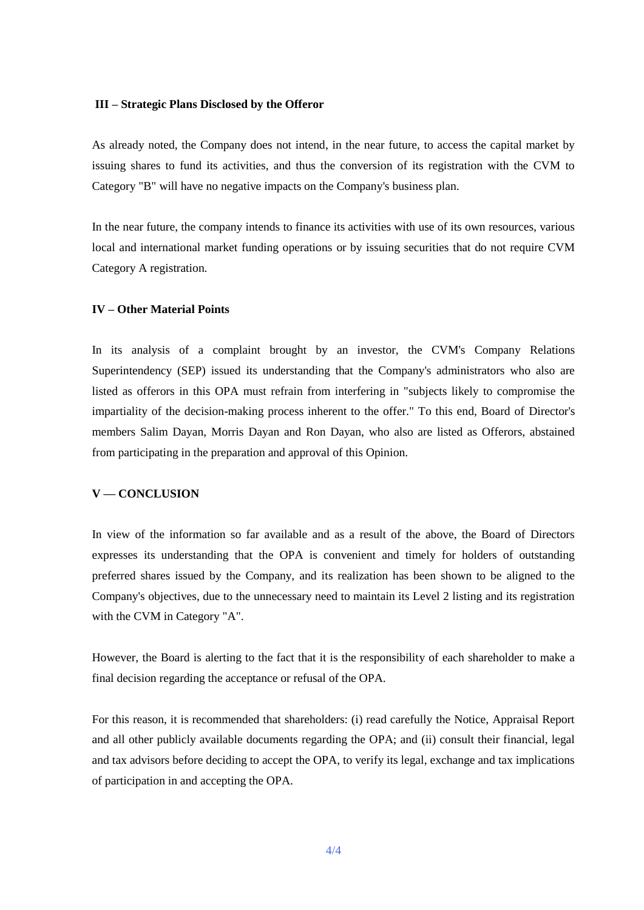## III – Strategic Plans Disclosed by the Offeror

As already noted, the Company does not intend, in the near future, to access the capital market by issuing shares to fund its activities, and thus the conversion of its registration with the CVM to Category "B" will have no negative impacts on the Company's business plan.

In the near future, the company intends to finance its activities with use of its own resources, various local and international market funding operations or by issuing securities that do not require CVM Category A registration.

## IV – Other Material Points

In its analysis of a complaint brought by an investor, the CVM's Company Relations Superintendency (SEP) issued its understanding that the Company's administrators who also are listed as offerors in this OPA must refrain from interfering in "subjects likely to compromise the impartiality of the decision-making process inherent to the offer." To this end, Board of Director's members Salim Dayan, Morris Dayan and Ron Dayan, who also are listed as Offerors, abstained from participating in the preparation and approval of this Opinion.

## V — CONCLUSION

In view of the information so far available and as a result of the above, the Board of Directors expresses its understanding that the OPA is convenient and timely for holders of outstanding preferred shares issued by the Company, and its realization has been shown to be aligned to the Company's objectives, due to the unnecessary need to maintain its Level 2 listing and its registration with the CVM in Category "A".

However, the Board is alerting to the fact that it is the responsibility of each shareholder to make a final decision regarding the acceptance or refusal of the OPA.

For this reason, it is recommended that shareholders: (i) read carefully the Notice, Appraisal Report and all other publicly available documents regarding the OPA; and (ii) consult their financial, legal and tax advisors before deciding to accept the OPA, to verify its legal, exchange and tax implications of participation in and accepting the OPA.